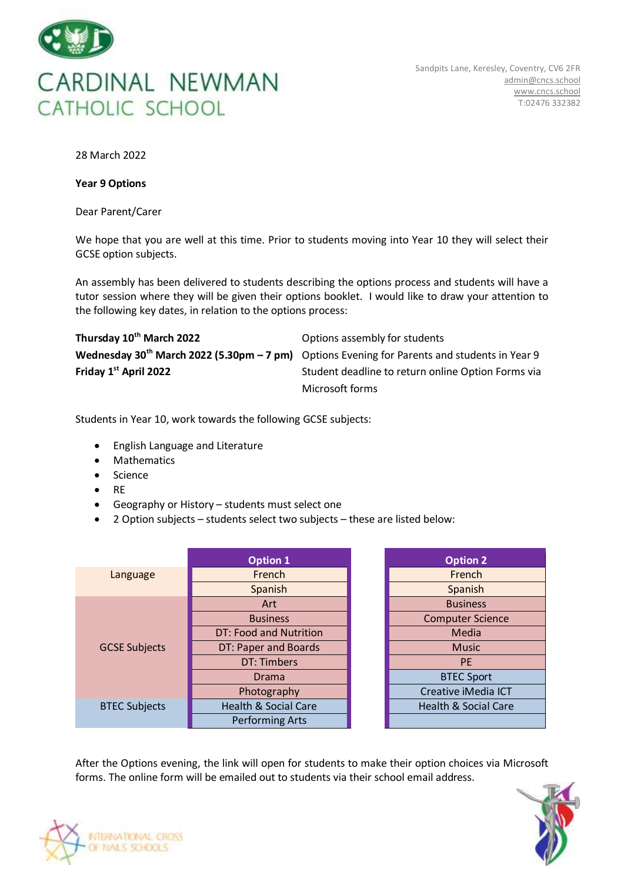# CARDINAL NEWMAN CATHOLIC SCHOOL

Sandpits Lane, Keresley, Coventry, CV6 2FR
admin@cncs.school
www.cncs.school
T:02476 332382

28 March 2022

**Year 9 Options**

Dear Parent/Carer

We hope that you are well at this time. Prior to students moving into Year 10 they will select their GCSE option subjects.

An assembly has been delivered to students describing the options process and students will have a tutor session where they will be given their options booklet. I would like to draw your attention to the following key dates, in relation to the options process:

| | |
|---|---|
| **Thursday 10th March 2022** | Options assembly for students |
| **Wednesday 30th March 2022 (5.30pm – 7 pm)** | Options Evening for Parents and students in Year 9 |
| **Friday 1st April 2022** | Student deadline to return online Option Forms via Microsoft forms |

Students in Year 10, work towards the following GCSE subjects:

- English Language and Literature
- Mathematics
- Science
- RE
- Geography or History – students must select one
- 2 Option subjects – students select two subjects – these are listed below:

| | Option 1 | Option 2 |
|---|---|---|
| Language | French | French |
| | Spanish | Spanish |
| GCSE Subjects | Art | Business |
| | Business | Computer Science |
| | DT: Food and Nutrition | Media |
| | DT: Paper and Boards | Music |
| | DT: Timbers | PE |
| | Drama | BTEC Sport |
| | Photography | Creative iMedia ICT |
| BTEC Subjects | Health & Social Care | Health & Social Care |
| | Performing Arts | |

After the Options evening, the link will open for students to make their option choices via Microsoft forms. The online form will be emailed out to students via their school email address.

INTERNATIONAL CROSS OF NAILS SCHOOLS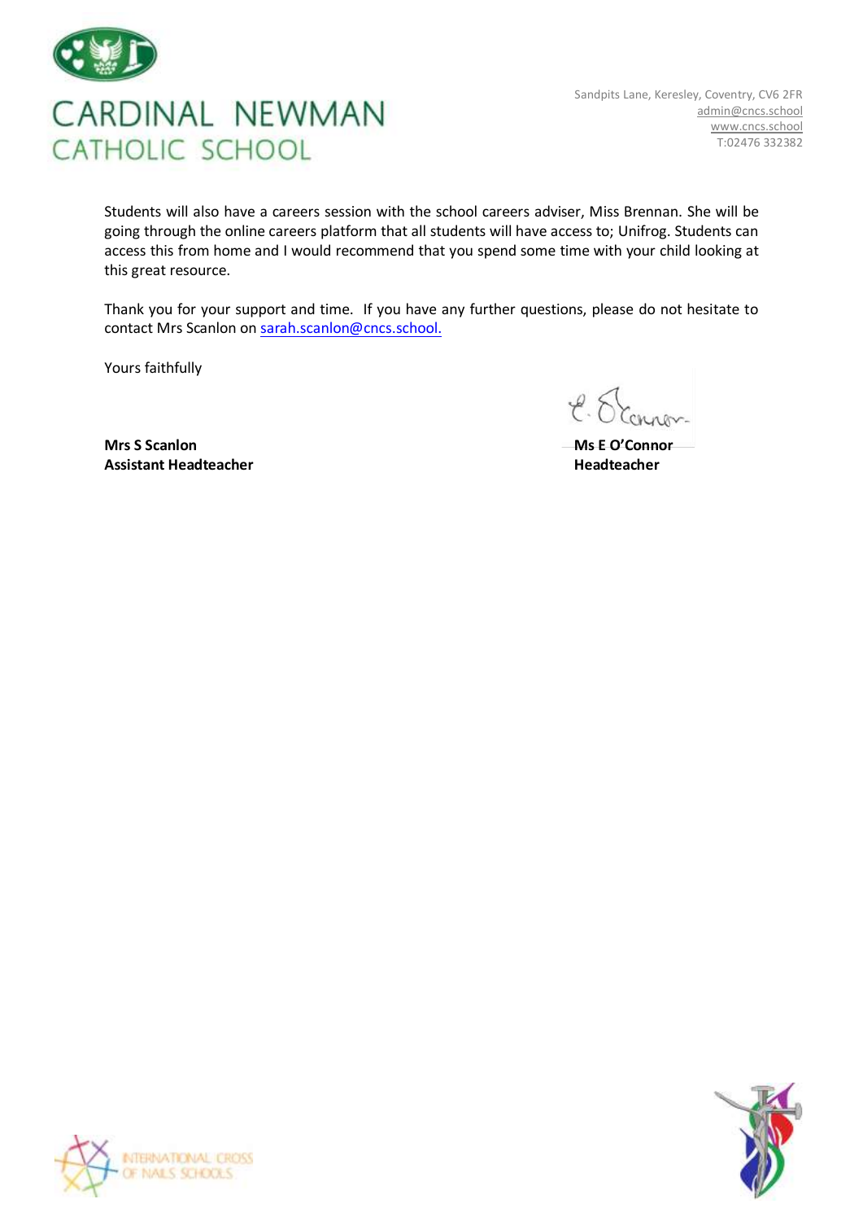CARDINAL NEWMAN
CATHOLIC SCHOOL

Sandpits Lane, Keresley, Coventry, CV6 2FR
admin@cncs.school
www.cncs.school
T:02476 332382

Students will also have a careers session with the school careers adviser, Miss Brennan. She will be going through the online careers platform that all students will have access to; Unifrog. Students can access this from home and I would recommend that you spend some time with your child looking at this great resource.

Thank you for your support and time. If you have any further questions, please do not hesitate to contact Mrs Scanlon on sarah.scanlon@cncs.school.

Yours faithfully

**Mrs S Scanlon**
**Assistant Headteacher**

**Ms E O'Connor**
**Headteacher**

INTERNATIONAL CROSS OF NAILS SCHOOLS